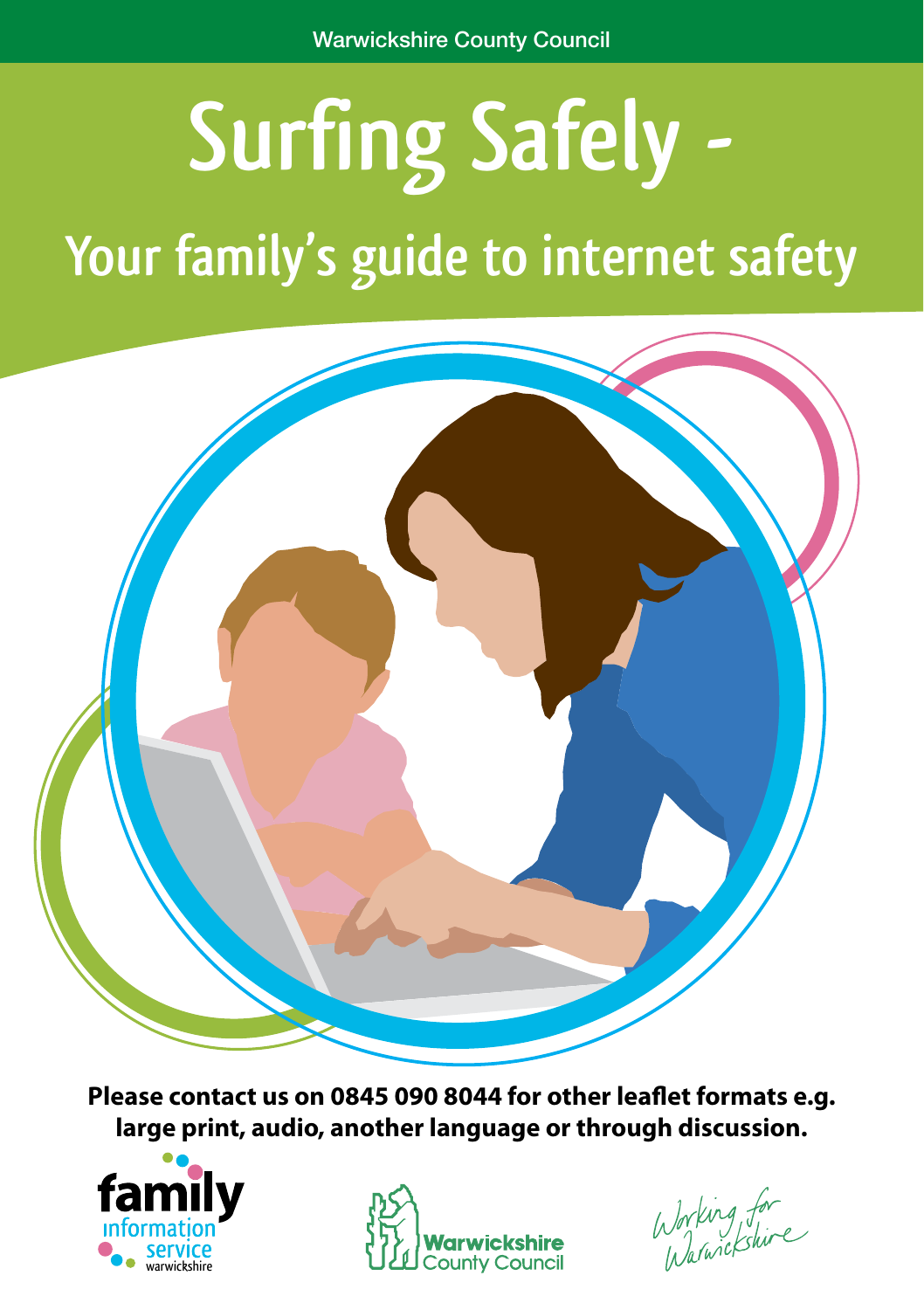Warwickshire County Council

# Surfing Safely -

## Your family's guide to internet safety

**Please contact us on 0845 090 8044 for other leaflet formats e.g. large print, audio, another language or through discussion.**

family information service warwickshire

Warwickshire County Council

Working for Warwickshire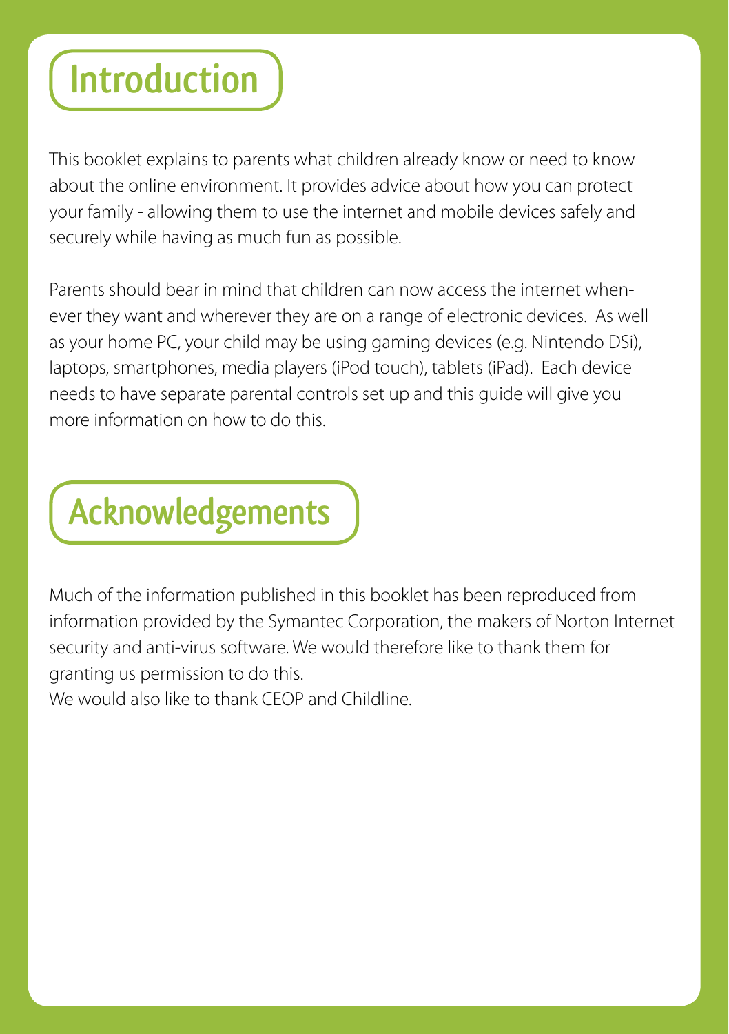# Introduction

This booklet explains to parents what children already know or need to know about the online environment. It provides advice about how you can protect your family - allowing them to use the internet and mobile devices safely and securely while having as much fun as possible.

Parents should bear in mind that children can now access the internet whenever they want and wherever they are on a range of electronic devices. As well as your home PC, your child may be using gaming devices (e.g. Nintendo DSi), laptops, smartphones, media players (iPod touch), tablets (iPad). Each device needs to have separate parental controls set up and this guide will give you more information on how to do this.

# Acknowledgements

Much of the information published in this booklet has been reproduced from information provided by the Symantec Corporation, the makers of Norton Internet security and anti-virus software. We would therefore like to thank them for granting us permission to do this.
We would also like to thank CEOP and Childline.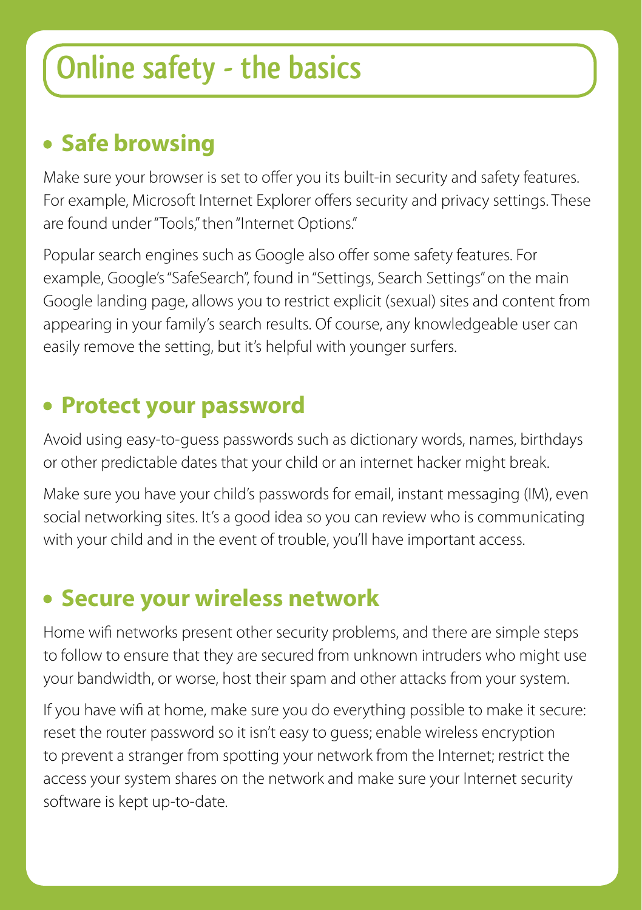# Online safety - the basics

## Safe browsing

Make sure your browser is set to offer you its built-in security and safety features. For example, Microsoft Internet Explorer offers security and privacy settings. These are found under "Tools," then "Internet Options."

Popular search engines such as Google also offer some safety features. For example, Google's "SafeSearch", found in "Settings, Search Settings" on the main Google landing page, allows you to restrict explicit (sexual) sites and content from appearing in your family's search results. Of course, any knowledgeable user can easily remove the setting, but it's helpful with younger surfers.

## Protect your password

Avoid using easy-to-guess passwords such as dictionary words, names, birthdays or other predictable dates that your child or an internet hacker might break.

Make sure you have your child's passwords for email, instant messaging (IM), even social networking sites. It's a good idea so you can review who is communicating with your child and in the event of trouble, you'll have important access.

## Secure your wireless network

Home wifi networks present other security problems, and there are simple steps to follow to ensure that they are secured from unknown intruders who might use your bandwidth, or worse, host their spam and other attacks from your system.

If you have wifi at home, make sure you do everything possible to make it secure: reset the router password so it isn't easy to guess; enable wireless encryption to prevent a stranger from spotting your network from the Internet; restrict the access your system shares on the network and make sure your Internet security software is kept up-to-date.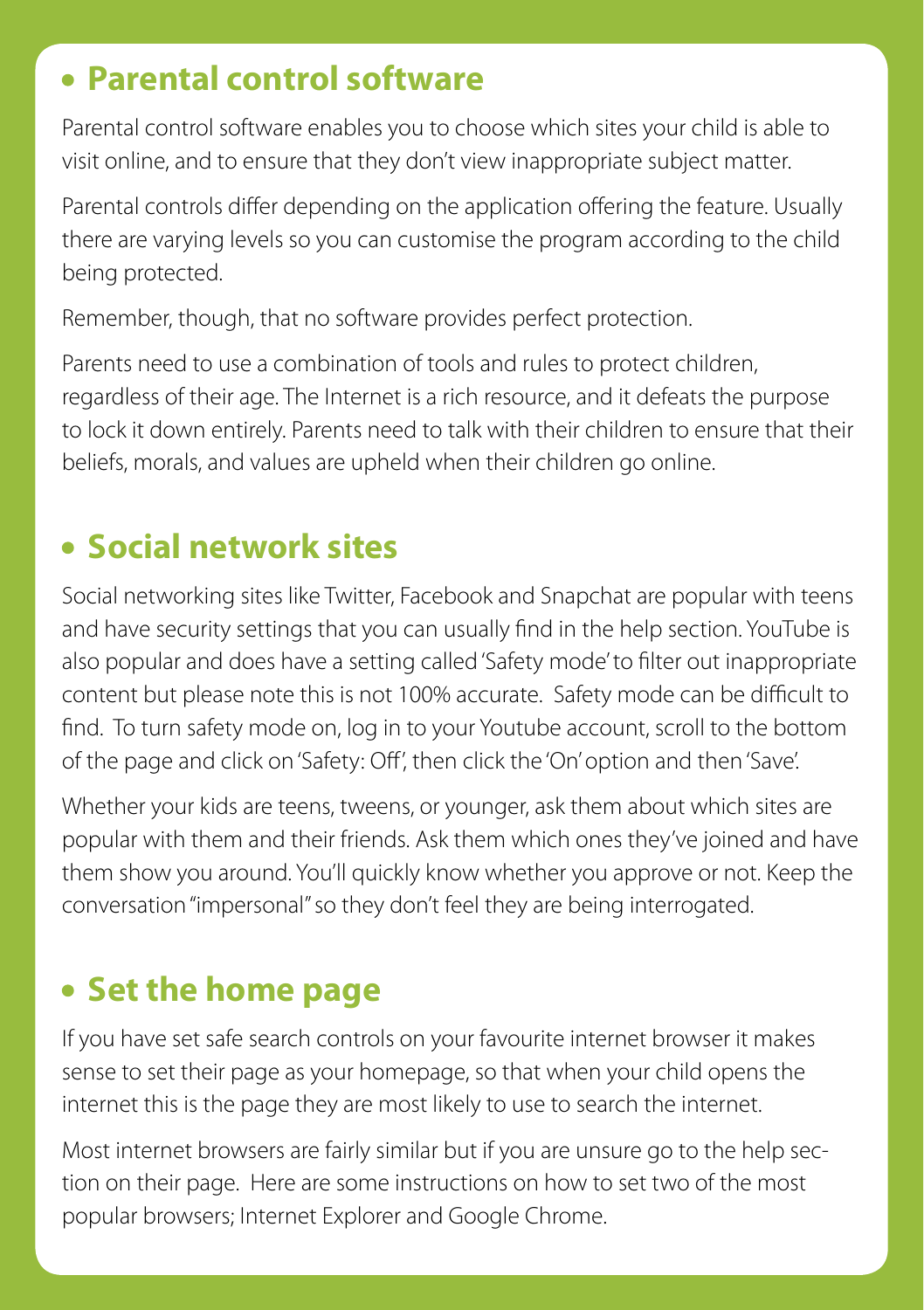## Parental control software

Parental control software enables you to choose which sites your child is able to visit online, and to ensure that they don't view inappropriate subject matter.

Parental controls differ depending on the application offering the feature. Usually there are varying levels so you can customise the program according to the child being protected.

Remember, though, that no software provides perfect protection.

Parents need to use a combination of tools and rules to protect children, regardless of their age. The Internet is a rich resource, and it defeats the purpose to lock it down entirely. Parents need to talk with their children to ensure that their beliefs, morals, and values are upheld when their children go online.

## Social network sites

Social networking sites like Twitter, Facebook and Snapchat are popular with teens and have security settings that you can usually find in the help section. YouTube is also popular and does have a setting called 'Safety mode' to filter out inappropriate content but please note this is not 100% accurate. Safety mode can be difficult to find. To turn safety mode on, log in to your Youtube account, scroll to the bottom of the page and click on 'Safety: Off', then click the 'On' option and then 'Save'.

Whether your kids are teens, tweens, or younger, ask them about which sites are popular with them and their friends. Ask them which ones they've joined and have them show you around. You'll quickly know whether you approve or not. Keep the conversation "impersonal" so they don't feel they are being interrogated.

## Set the home page

If you have set safe search controls on your favourite internet browser it makes sense to set their page as your homepage, so that when your child opens the internet this is the page they are most likely to use to search the internet.

Most internet browsers are fairly similar but if you are unsure go to the help section on their page. Here are some instructions on how to set two of the most popular browsers; Internet Explorer and Google Chrome.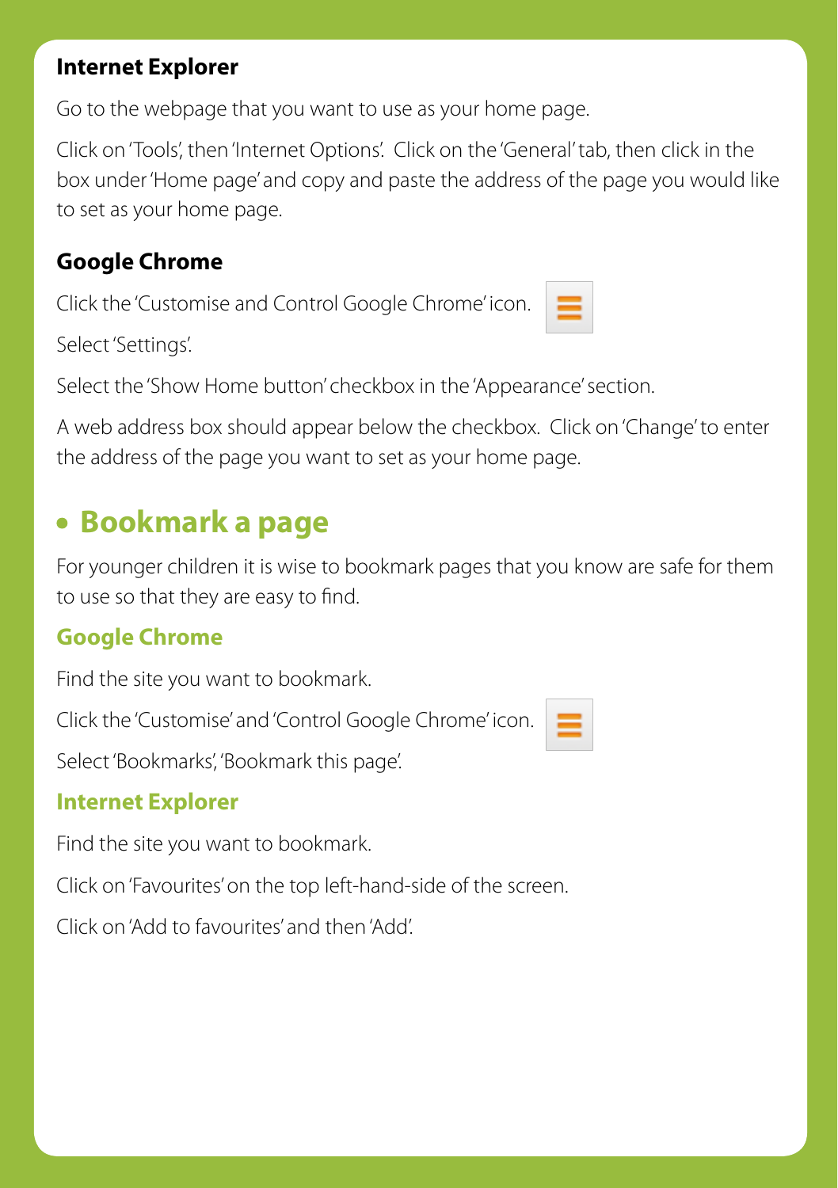### Internet Explorer

Go to the webpage that you want to use as your home page.

Click on 'Tools', then 'Internet Options'. Click on the 'General' tab, then click in the box under 'Home page' and copy and paste the address of the page you would like to set as your home page.

### Google Chrome

Click the 'Customise and Control Google Chrome' icon.

Select 'Settings'.

Select the 'Show Home button' checkbox in the 'Appearance' section.

A web address box should appear below the checkbox. Click on 'Change' to enter the address of the page you want to set as your home page.

## • Bookmark a page

For younger children it is wise to bookmark pages that you know are safe for them to use so that they are easy to find.

### Google Chrome

Find the site you want to bookmark.

Click the 'Customise' and 'Control Google Chrome' icon.

Select 'Bookmarks', 'Bookmark this page'.

### Internet Explorer

Find the site you want to bookmark.

Click on 'Favourites' on the top left-hand-side of the screen.

Click on 'Add to favourites' and then 'Add'.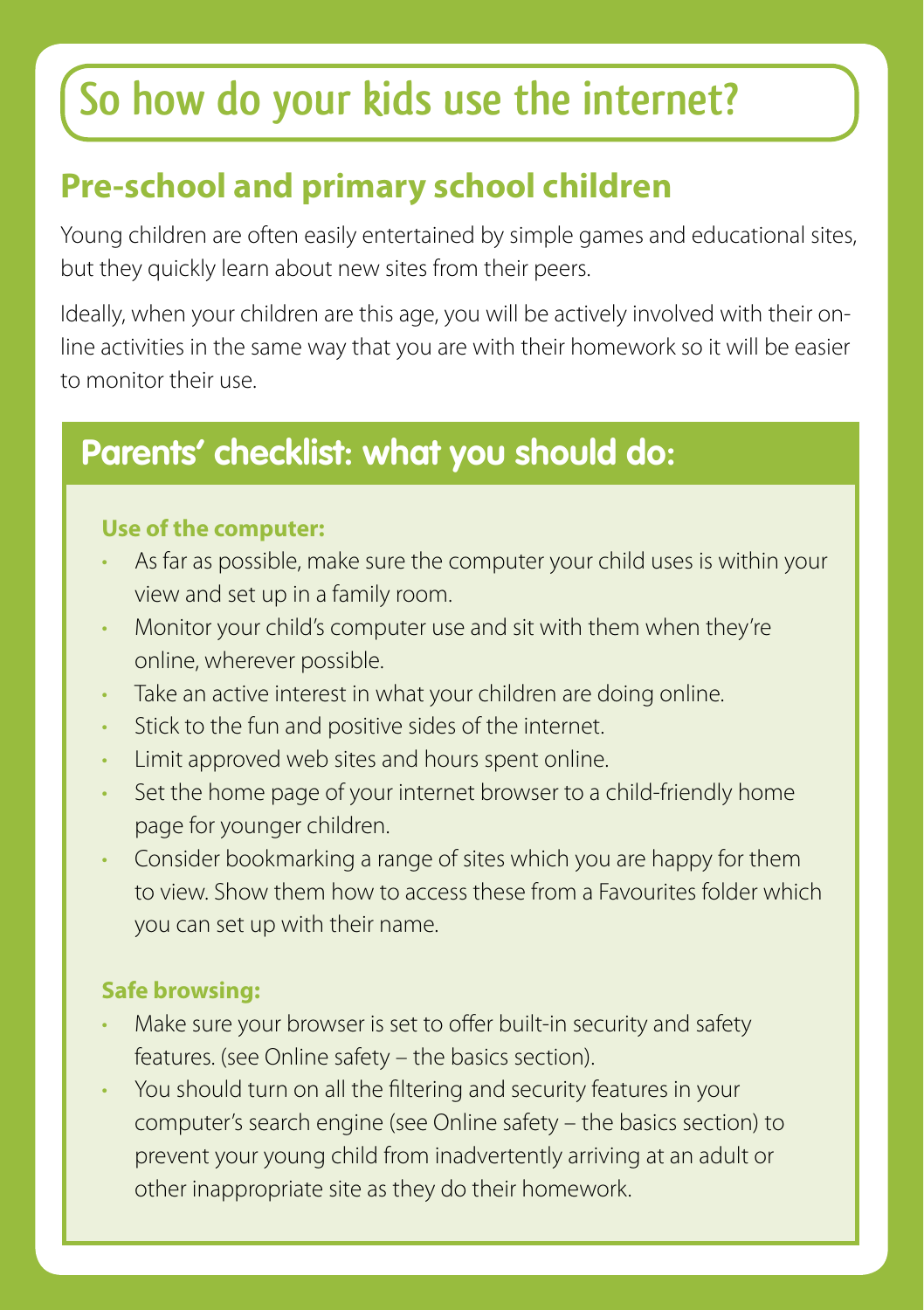# So how do your kids use the internet?

## Pre-school and primary school children

Young children are often easily entertained by simple games and educational sites, but they quickly learn about new sites from their peers.

Ideally, when your children are this age, you will be actively involved with their on-line activities in the same way that you are with their homework so it will be easier to monitor their use.

## Parents' checklist: what you should do:

**Use of the computer:**

- As far as possible, make sure the computer your child uses is within your view and set up in a family room.
- Monitor your child's computer use and sit with them when they're online, wherever possible.
- Take an active interest in what your children are doing online.
- Stick to the fun and positive sides of the internet.
- Limit approved web sites and hours spent online.
- Set the home page of your internet browser to a child-friendly home page for younger children.
- Consider bookmarking a range of sites which you are happy for them to view. Show them how to access these from a Favourites folder which you can set up with their name.

**Safe browsing:**

- Make sure your browser is set to offer built-in security and safety features. (see Online safety – the basics section).
- You should turn on all the filtering and security features in your computer's search engine (see Online safety – the basics section) to prevent your young child from inadvertently arriving at an adult or other inappropriate site as they do their homework.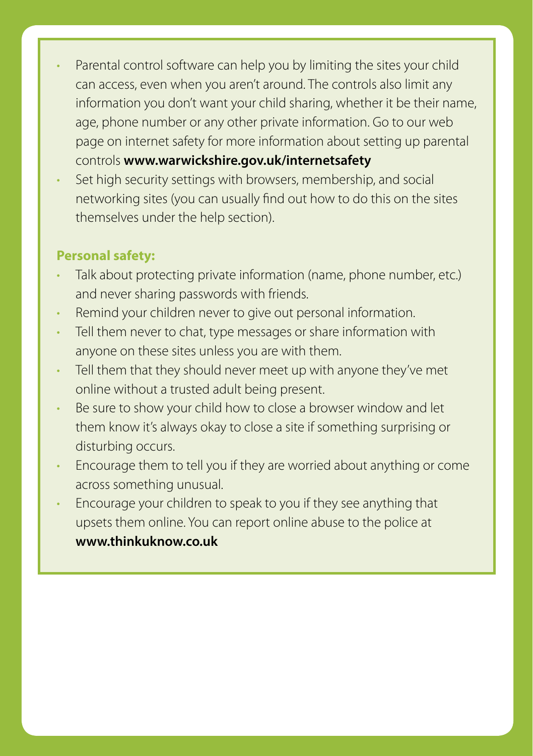- Parental control software can help you by limiting the sites your child can access, even when you aren't around. The controls also limit any information you don't want your child sharing, whether it be their name, age, phone number or any other private information. Go to our web page on internet safety for more information about setting up parental controls **www.warwickshire.gov.uk/internetsafety**
- Set high security settings with browsers, membership, and social networking sites (you can usually find out how to do this on the sites themselves under the help section).

**Personal safety:**

- Talk about protecting private information (name, phone number, etc.) and never sharing passwords with friends.
- Remind your children never to give out personal information.
- Tell them never to chat, type messages or share information with anyone on these sites unless you are with them.
- Tell them that they should never meet up with anyone they've met online without a trusted adult being present.
- Be sure to show your child how to close a browser window and let them know it's always okay to close a site if something surprising or disturbing occurs.
- Encourage them to tell you if they are worried about anything or come across something unusual.
- Encourage your children to speak to you if they see anything that upsets them online. You can report online abuse to the police at **www.thinkuknow.co.uk**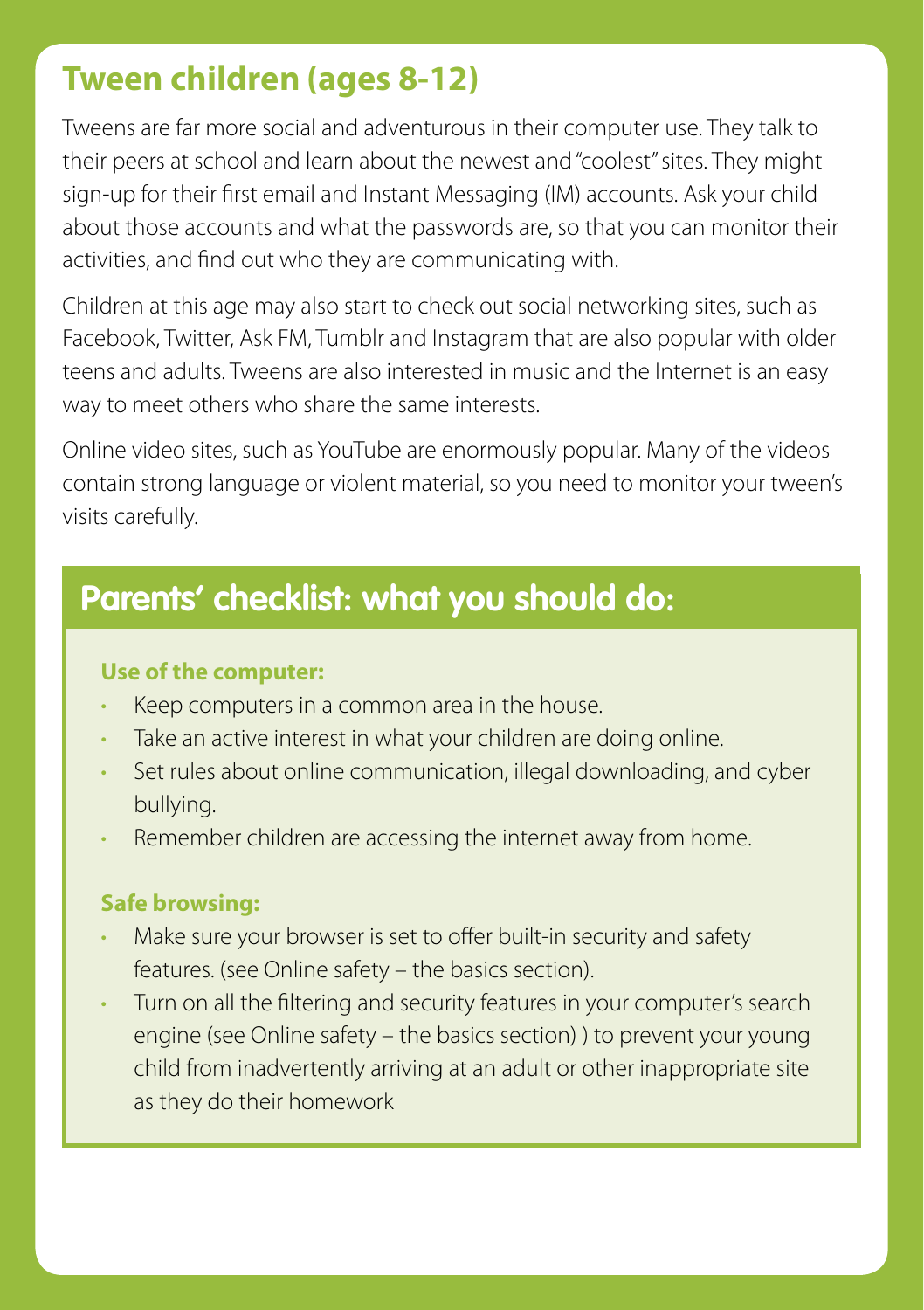## Tween children (ages 8-12)

Tweens are far more social and adventurous in their computer use. They talk to their peers at school and learn about the newest and "coolest" sites. They might sign-up for their first email and Instant Messaging (IM) accounts. Ask your child about those accounts and what the passwords are, so that you can monitor their activities, and find out who they are communicating with.

Children at this age may also start to check out social networking sites, such as Facebook, Twitter, Ask FM, Tumblr and Instagram that are also popular with older teens and adults. Tweens are also interested in music and the Internet is an easy way to meet others who share the same interests.

Online video sites, such as YouTube are enormously popular. Many of the videos contain strong language or violent material, so you need to monitor your tween's visits carefully.

### Parents' checklist: what you should do:

**Use of the computer:**

- Keep computers in a common area in the house.
- Take an active interest in what your children are doing online.
- Set rules about online communication, illegal downloading, and cyber bullying.
- Remember children are accessing the internet away from home.

**Safe browsing:**

- Make sure your browser is set to offer built-in security and safety features. (see Online safety – the basics section).
- Turn on all the filtering and security features in your computer's search engine (see Online safety – the basics section) ) to prevent your young child from inadvertently arriving at an adult or other inappropriate site as they do their homework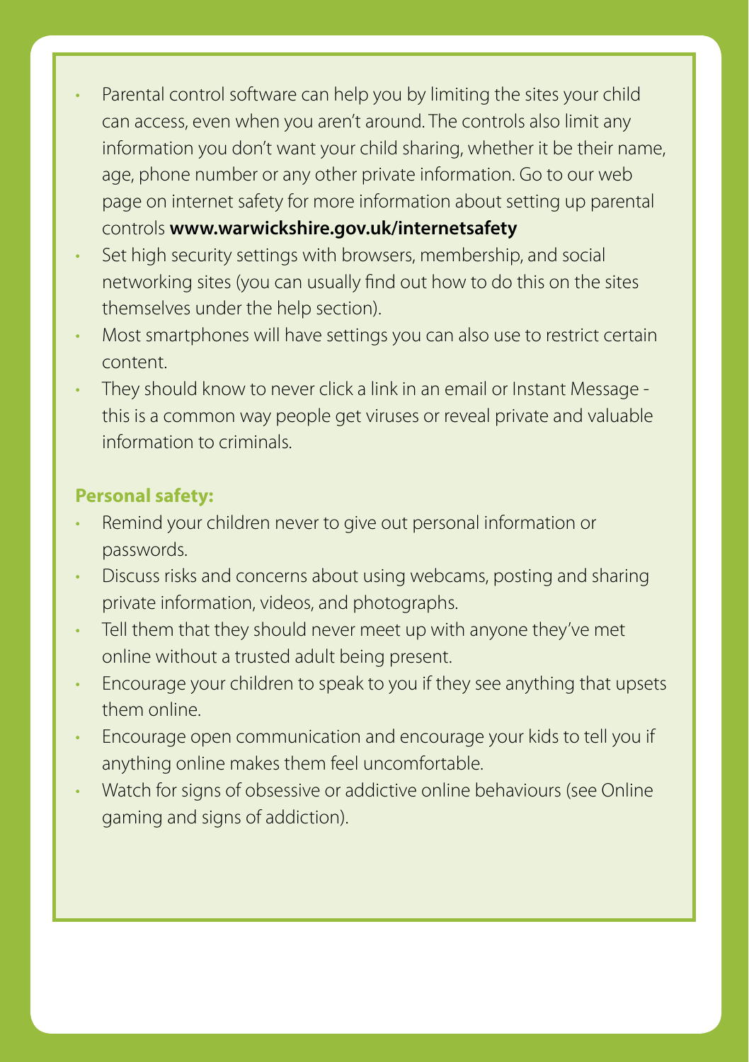- Parental control software can help you by limiting the sites your child can access, even when you aren't around. The controls also limit any information you don't want your child sharing, whether it be their name, age, phone number or any other private information. Go to our web page on internet safety for more information about setting up parental controls **www.warwickshire.gov.uk/internetsafety**
- Set high security settings with browsers, membership, and social networking sites (you can usually find out how to do this on the sites themselves under the help section).
- Most smartphones will have settings you can also use to restrict certain content.
- They should know to never click a link in an email or Instant Message - this is a common way people get viruses or reveal private and valuable information to criminals.

**Personal safety:**

- Remind your children never to give out personal information or passwords.
- Discuss risks and concerns about using webcams, posting and sharing private information, videos, and photographs.
- Tell them that they should never meet up with anyone they've met online without a trusted adult being present.
- Encourage your children to speak to you if they see anything that upsets them online.
- Encourage open communication and encourage your kids to tell you if anything online makes them feel uncomfortable.
- Watch for signs of obsessive or addictive online behaviours (see Online gaming and signs of addiction).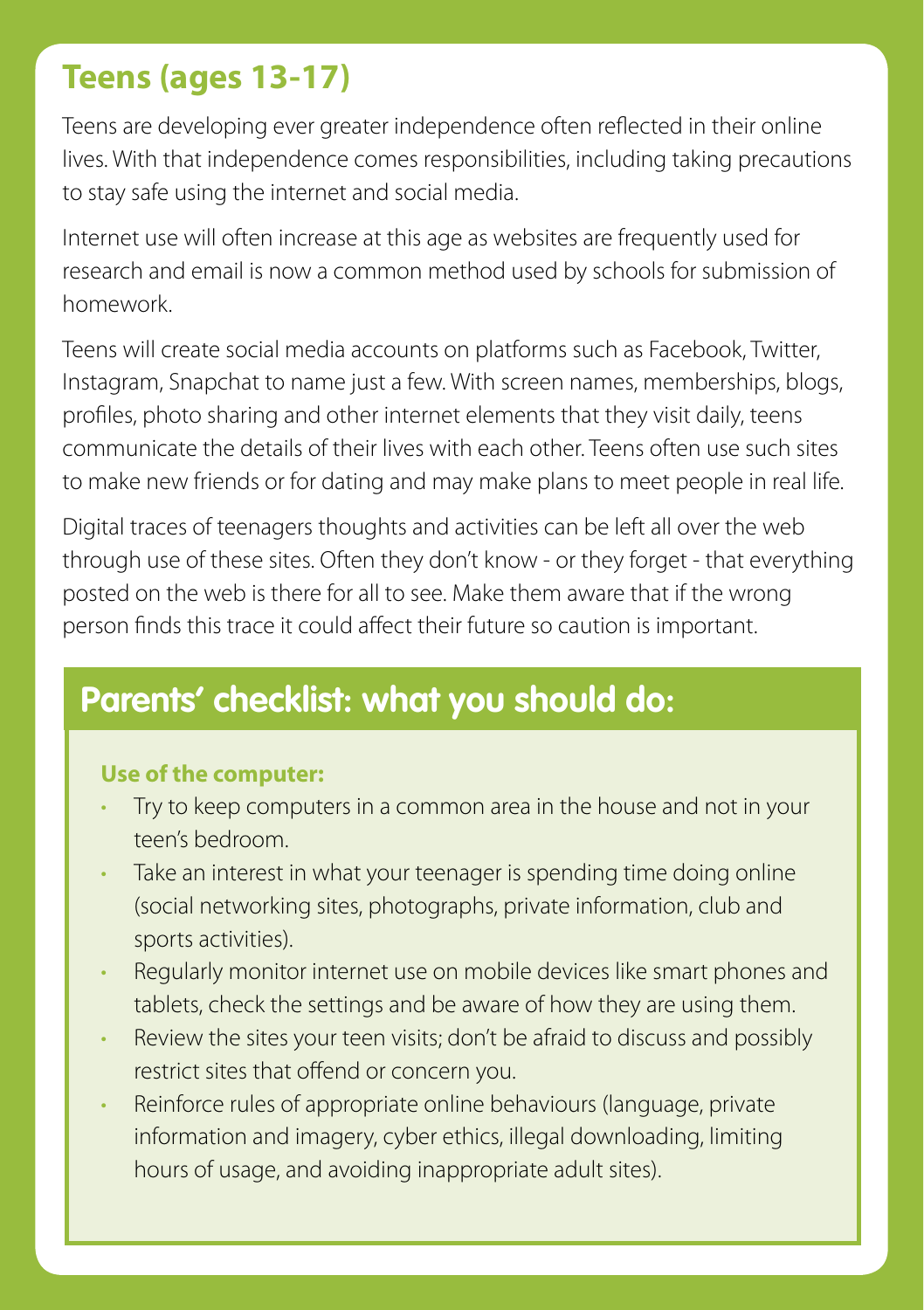## Teens (ages 13-17)

Teens are developing ever greater independence often reflected in their online lives. With that independence comes responsibilities, including taking precautions to stay safe using the internet and social media.

Internet use will often increase at this age as websites are frequently used for research and email is now a common method used by schools for submission of homework.

Teens will create social media accounts on platforms such as Facebook, Twitter, Instagram, Snapchat to name just a few. With screen names, memberships, blogs, profiles, photo sharing and other internet elements that they visit daily, teens communicate the details of their lives with each other. Teens often use such sites to make new friends or for dating and may make plans to meet people in real life.

Digital traces of teenagers thoughts and activities can be left all over the web through use of these sites. Often they don't know - or they forget - that everything posted on the web is there for all to see. Make them aware that if the wrong person finds this trace it could affect their future so caution is important.

### Parents' checklist: what you should do:

**Use of the computer:**

- Try to keep computers in a common area in the house and not in your teen's bedroom.
- Take an interest in what your teenager is spending time doing online (social networking sites, photographs, private information, club and sports activities).
- Regularly monitor internet use on mobile devices like smart phones and tablets, check the settings and be aware of how they are using them.
- Review the sites your teen visits; don't be afraid to discuss and possibly restrict sites that offend or concern you.
- Reinforce rules of appropriate online behaviours (language, private information and imagery, cyber ethics, illegal downloading, limiting hours of usage, and avoiding inappropriate adult sites).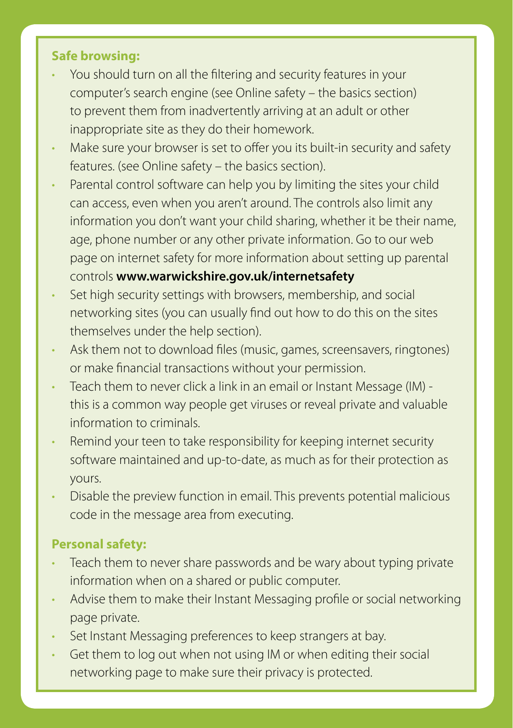**Safe browsing:**

- You should turn on all the filtering and security features in your computer's search engine (see Online safety – the basics section) to prevent them from inadvertently arriving at an adult or other inappropriate site as they do their homework.
- Make sure your browser is set to offer you its built-in security and safety features. (see Online safety – the basics section).
- Parental control software can help you by limiting the sites your child can access, even when you aren't around. The controls also limit any information you don't want your child sharing, whether it be their name, age, phone number or any other private information. Go to our web page on internet safety for more information about setting up parental controls **www.warwickshire.gov.uk/internetsafety**
- Set high security settings with browsers, membership, and social networking sites (you can usually find out how to do this on the sites themselves under the help section).
- Ask them not to download files (music, games, screensavers, ringtones) or make financial transactions without your permission.
- Teach them to never click a link in an email or Instant Message (IM) - this is a common way people get viruses or reveal private and valuable information to criminals.
- Remind your teen to take responsibility for keeping internet security software maintained and up-to-date, as much as for their protection as yours.
- Disable the preview function in email. This prevents potential malicious code in the message area from executing.

**Personal safety:**

- Teach them to never share passwords and be wary about typing private information when on a shared or public computer.
- Advise them to make their Instant Messaging profile or social networking page private.
- Set Instant Messaging preferences to keep strangers at bay.
- Get them to log out when not using IM or when editing their social networking page to make sure their privacy is protected.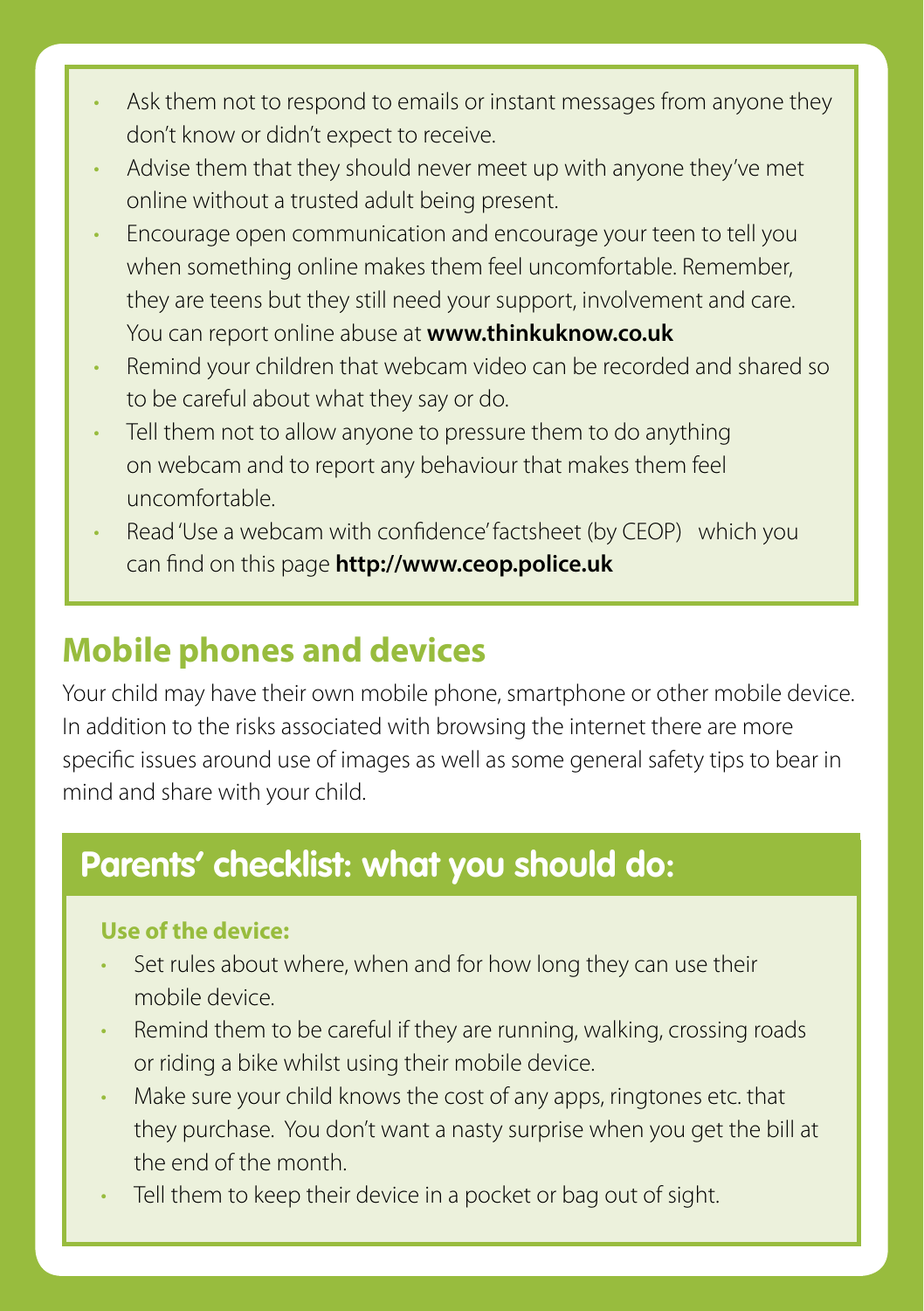- Ask them not to respond to emails or instant messages from anyone they don't know or didn't expect to receive.
- Advise them that they should never meet up with anyone they've met online without a trusted adult being present.
- Encourage open communication and encourage your teen to tell you when something online makes them feel uncomfortable. Remember, they are teens but they still need your support, involvement and care. You can report online abuse at **www.thinkuknow.co.uk**
- Remind your children that webcam video can be recorded and shared so to be careful about what they say or do.
- Tell them not to allow anyone to pressure them to do anything on webcam and to report any behaviour that makes them feel uncomfortable.
- Read 'Use a webcam with confidence' factsheet (by CEOP) which you can find on this page **http://www.ceop.police.uk**

## Mobile phones and devices

Your child may have their own mobile phone, smartphone or other mobile device. In addition to the risks associated with browsing the internet there are more specific issues around use of images as well as some general safety tips to bear in mind and share with your child.

### Parents' checklist: what you should do:

**Use of the device:**

- Set rules about where, when and for how long they can use their mobile device.
- Remind them to be careful if they are running, walking, crossing roads or riding a bike whilst using their mobile device.
- Make sure your child knows the cost of any apps, ringtones etc. that they purchase. You don't want a nasty surprise when you get the bill at the end of the month.
- Tell them to keep their device in a pocket or bag out of sight.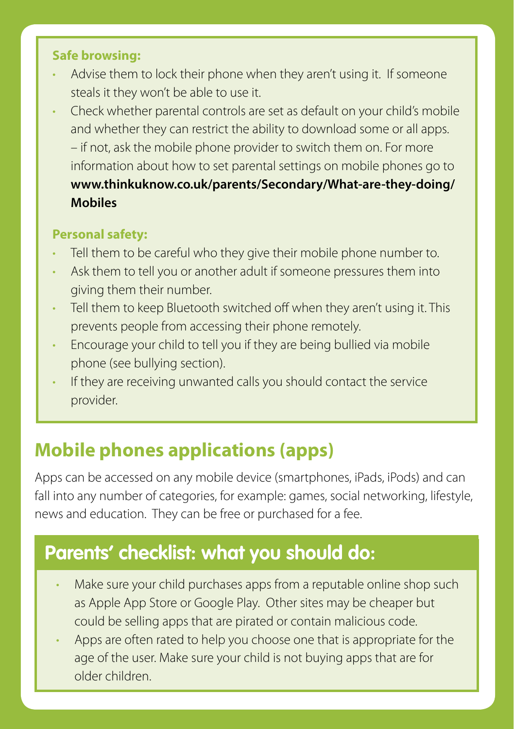**Safe browsing:**

- Advise them to lock their phone when they aren't using it. If someone steals it they won't be able to use it.
- Check whether parental controls are set as default on your child's mobile and whether they can restrict the ability to download some or all apps. – if not, ask the mobile phone provider to switch them on. For more information about how to set parental settings on mobile phones go to **www.thinkuknow.co.uk/parents/Secondary/What-are-they-doing/Mobiles**

**Personal safety:**

- Tell them to be careful who they give their mobile phone number to.
- Ask them to tell you or another adult if someone pressures them into giving them their number.
- Tell them to keep Bluetooth switched off when they aren't using it. This prevents people from accessing their phone remotely.
- Encourage your child to tell you if they are being bullied via mobile phone (see bullying section).
- If they are receiving unwanted calls you should contact the service provider.

## Mobile phones applications (apps)

Apps can be accessed on any mobile device (smartphones, iPads, iPods) and can fall into any number of categories, for example: games, social networking, lifestyle, news and education. They can be free or purchased for a fee.

### Parents' checklist: what you should do:

- Make sure your child purchases apps from a reputable online shop such as Apple App Store or Google Play. Other sites may be cheaper but could be selling apps that are pirated or contain malicious code.
- Apps are often rated to help you choose one that is appropriate for the age of the user. Make sure your child is not buying apps that are for older children.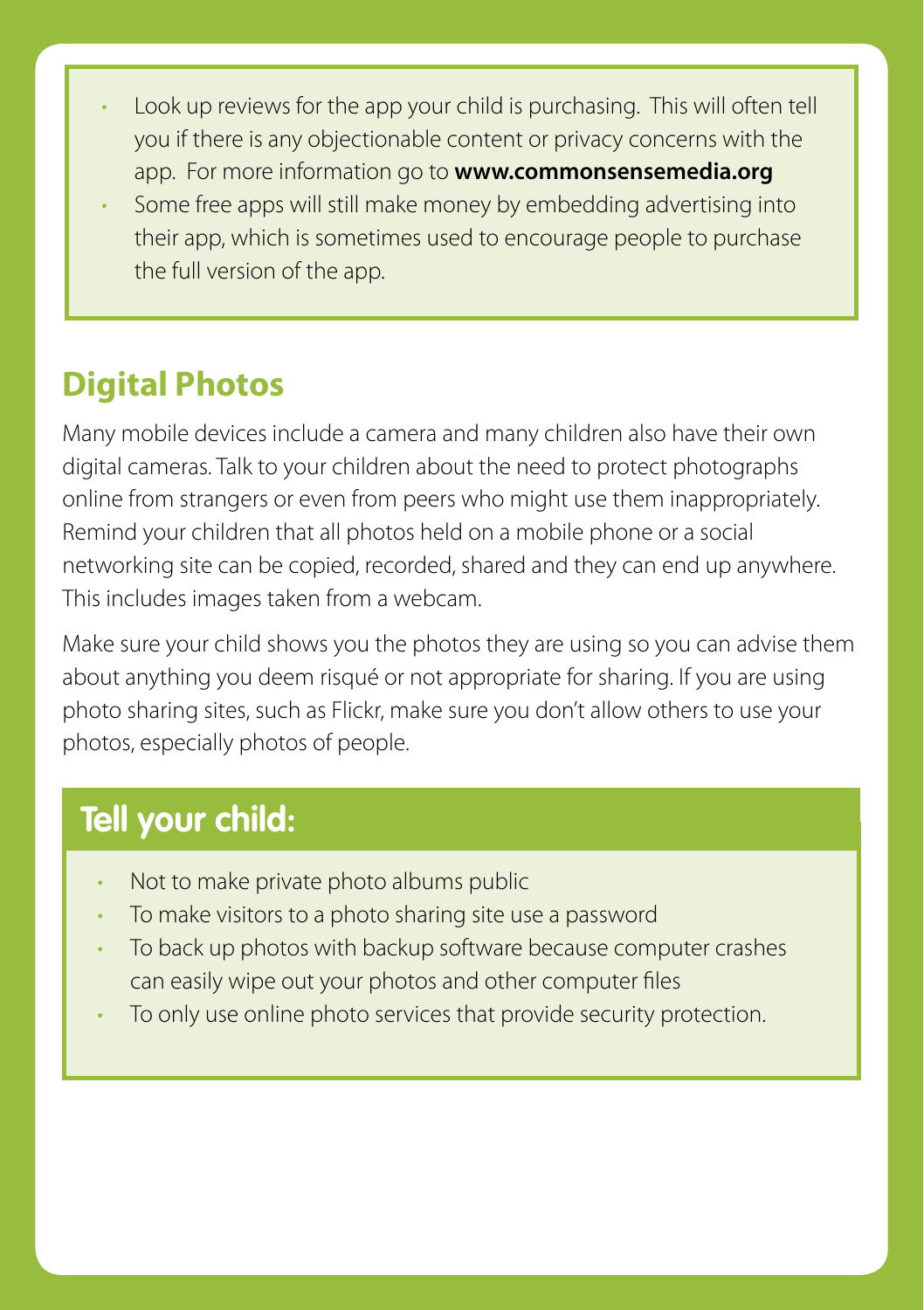- Look up reviews for the app your child is purchasing. This will often tell you if there is any objectionable content or privacy concerns with the app. For more information go to **www.commonsensemedia.org**
- Some free apps will still make money by embedding advertising into their app, which is sometimes used to encourage people to purchase the full version of the app.

## Digital Photos

Many mobile devices include a camera and many children also have their own digital cameras. Talk to your children about the need to protect photographs online from strangers or even from peers who might use them inappropriately. Remind your children that all photos held on a mobile phone or a social networking site can be copied, recorded, shared and they can end up anywhere. This includes images taken from a webcam.

Make sure your child shows you the photos they are using so you can advise them about anything you deem risqué or not appropriate for sharing. If you are using photo sharing sites, such as Flickr, make sure you don't allow others to use your photos, especially photos of people.

### Tell your child:

- Not to make private photo albums public
- To make visitors to a photo sharing site use a password
- To back up photos with backup software because computer crashes can easily wipe out your photos and other computer files
- To only use online photo services that provide security protection.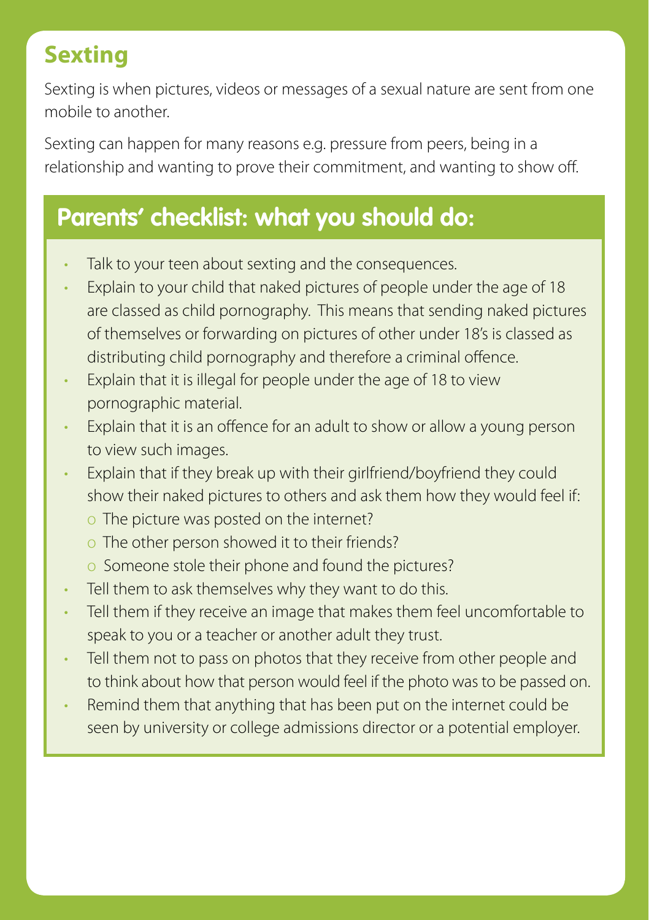## Sexting

Sexting is when pictures, videos or messages of a sexual nature are sent from one mobile to another.

Sexting can happen for many reasons e.g. pressure from peers, being in a relationship and wanting to prove their commitment, and wanting to show off.

### Parents' checklist: what you should do:

- Talk to your teen about sexting and the consequences.
- Explain to your child that naked pictures of people under the age of 18 are classed as child pornography. This means that sending naked pictures of themselves or forwarding on pictures of other under 18's is classed as distributing child pornography and therefore a criminal offence.
- Explain that it is illegal for people under the age of 18 to view pornographic material.
- Explain that it is an offence for an adult to show or allow a young person to view such images.
- Explain that if they break up with their girlfriend/boyfriend they could show their naked pictures to others and ask them how they would feel if:
  - The picture was posted on the internet?
  - The other person showed it to their friends?
  - Someone stole their phone and found the pictures?
- Tell them to ask themselves why they want to do this.
- Tell them if they receive an image that makes them feel uncomfortable to speak to you or a teacher or another adult they trust.
- Tell them not to pass on photos that they receive from other people and to think about how that person would feel if the photo was to be passed on.
- Remind them that anything that has been put on the internet could be seen by university or college admissions director or a potential employer.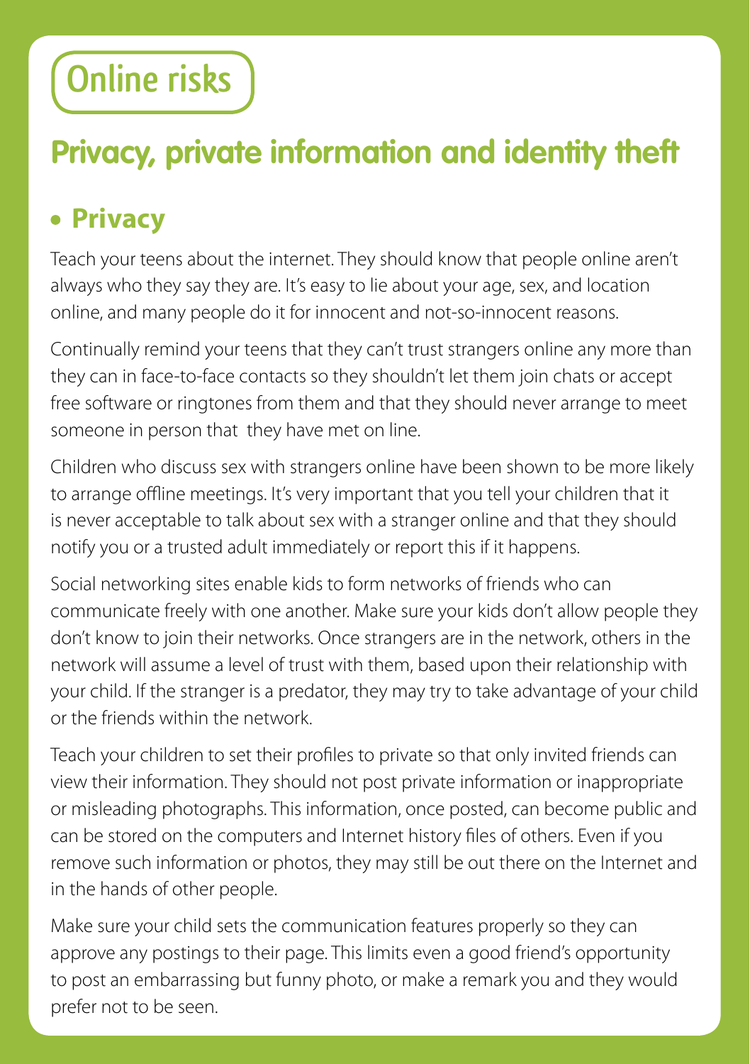# Online risks

## Privacy, private information and identity theft

### • Privacy

Teach your teens about the internet. They should know that people online aren't always who they say they are. It's easy to lie about your age, sex, and location online, and many people do it for innocent and not-so-innocent reasons.

Continually remind your teens that they can't trust strangers online any more than they can in face-to-face contacts so they shouldn't let them join chats or accept free software or ringtones from them and that they should never arrange to meet someone in person that they have met on line.

Children who discuss sex with strangers online have been shown to be more likely to arrange offline meetings. It's very important that you tell your children that it is never acceptable to talk about sex with a stranger online and that they should notify you or a trusted adult immediately or report this if it happens.

Social networking sites enable kids to form networks of friends who can communicate freely with one another. Make sure your kids don't allow people they don't know to join their networks. Once strangers are in the network, others in the network will assume a level of trust with them, based upon their relationship with your child. If the stranger is a predator, they may try to take advantage of your child or the friends within the network.

Teach your children to set their profiles to private so that only invited friends can view their information. They should not post private information or inappropriate or misleading photographs. This information, once posted, can become public and can be stored on the computers and Internet history files of others. Even if you remove such information or photos, they may still be out there on the Internet and in the hands of other people.

Make sure your child sets the communication features properly so they can approve any postings to their page. This limits even a good friend's opportunity to post an embarrassing but funny photo, or make a remark you and they would prefer not to be seen.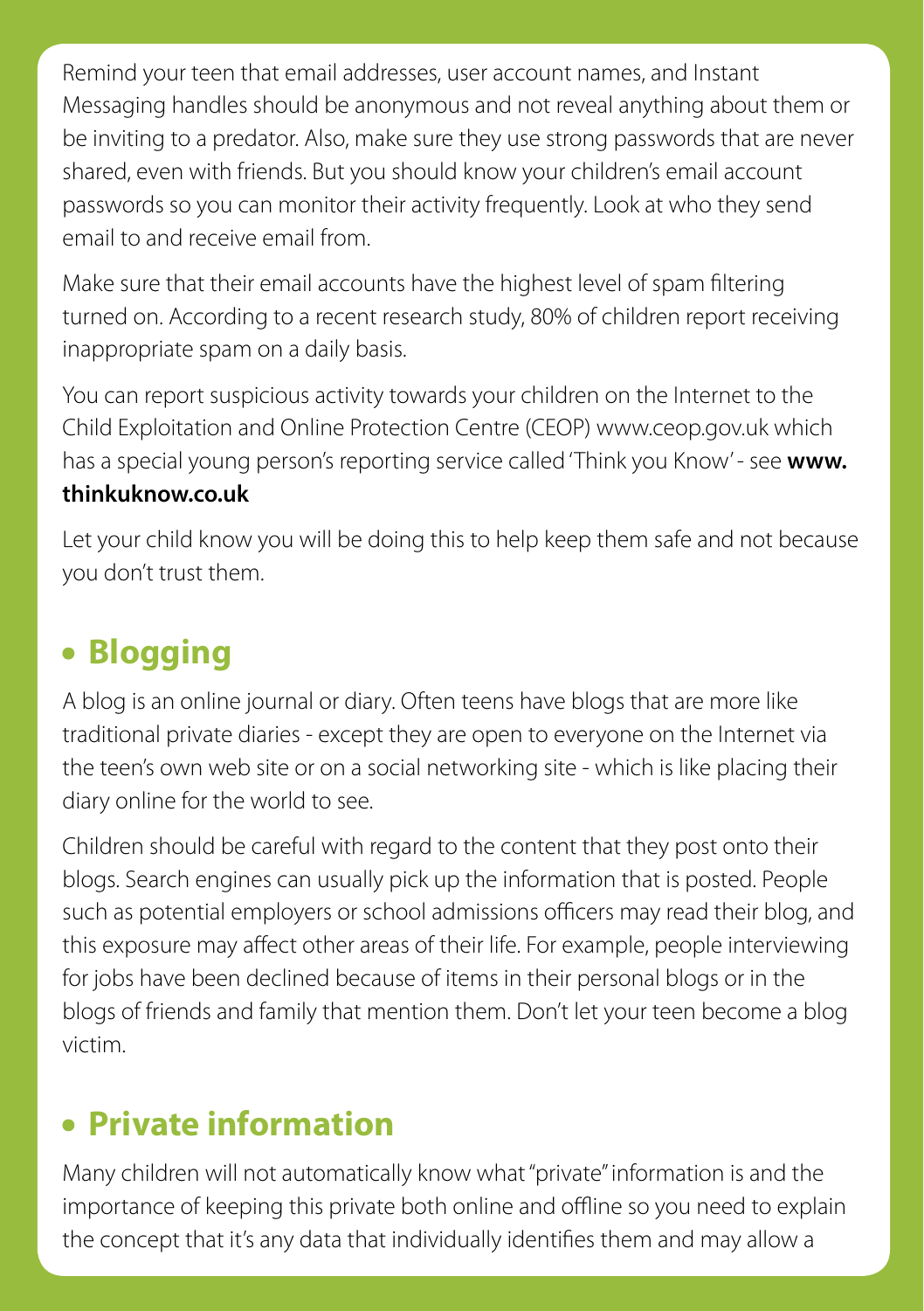Remind your teen that email addresses, user account names, and Instant Messaging handles should be anonymous and not reveal anything about them or be inviting to a predator. Also, make sure they use strong passwords that are never shared, even with friends. But you should know your children's email account passwords so you can monitor their activity frequently. Look at who they send email to and receive email from.

Make sure that their email accounts have the highest level of spam filtering turned on. According to a recent research study, 80% of children report receiving inappropriate spam on a daily basis.

You can report suspicious activity towards your children on the Internet to the Child Exploitation and Online Protection Centre (CEOP) www.ceop.gov.uk which has a special young person's reporting service called 'Think you Know' - see **www.thinkuknow.co.uk**

Let your child know you will be doing this to help keep them safe and not because you don't trust them.

## • Blogging

A blog is an online journal or diary. Often teens have blogs that are more like traditional private diaries - except they are open to everyone on the Internet via the teen's own web site or on a social networking site - which is like placing their diary online for the world to see.

Children should be careful with regard to the content that they post onto their blogs. Search engines can usually pick up the information that is posted. People such as potential employers or school admissions officers may read their blog, and this exposure may affect other areas of their life. For example, people interviewing for jobs have been declined because of items in their personal blogs or in the blogs of friends and family that mention them. Don't let your teen become a blog victim.

## • Private information

Many children will not automatically know what "private" information is and the importance of keeping this private both online and offline so you need to explain the concept that it's any data that individually identifies them and may allow a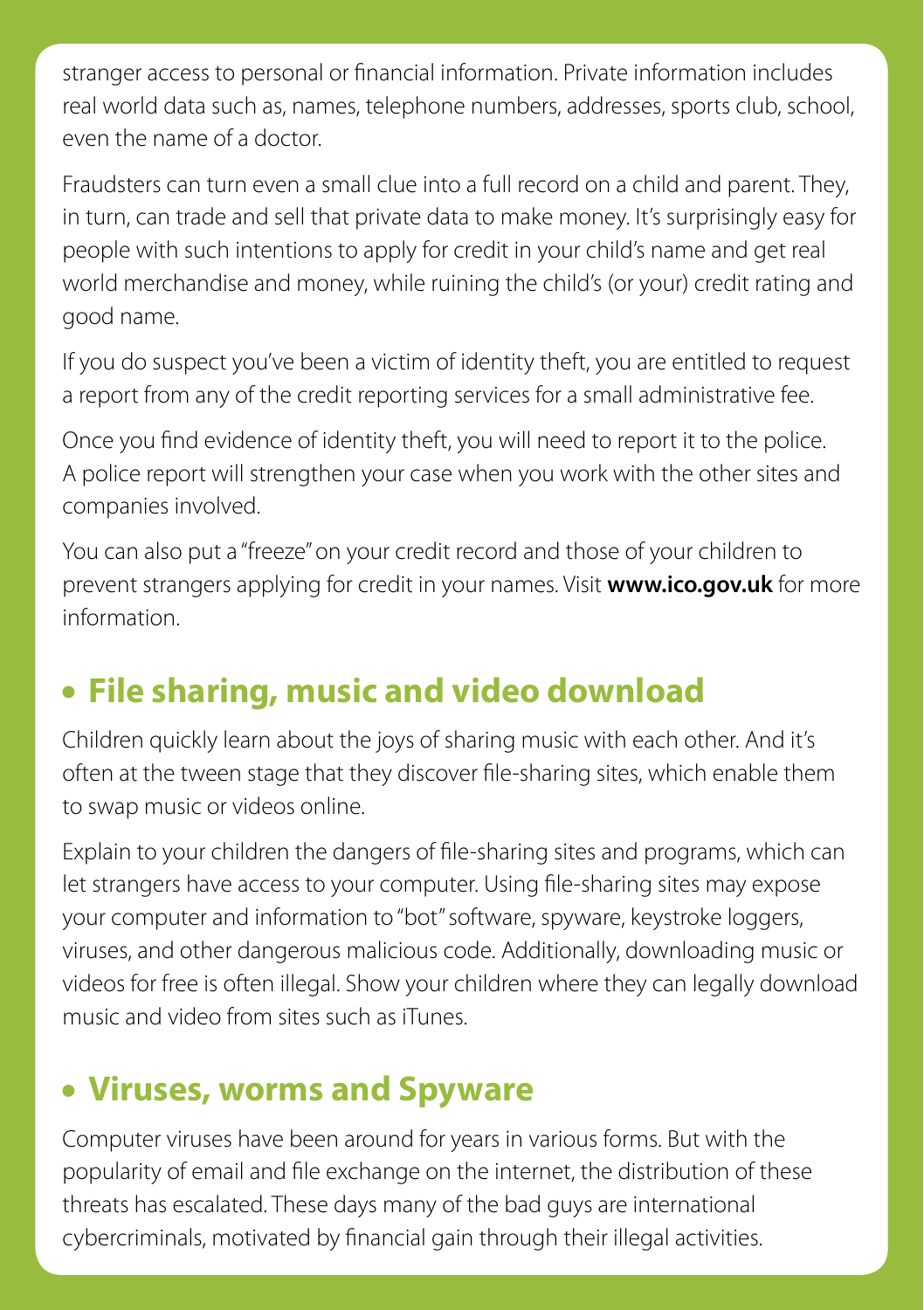stranger access to personal or financial information. Private information includes real world data such as, names, telephone numbers, addresses, sports club, school, even the name of a doctor.

Fraudsters can turn even a small clue into a full record on a child and parent. They, in turn, can trade and sell that private data to make money. It's surprisingly easy for people with such intentions to apply for credit in your child's name and get real world merchandise and money, while ruining the child's (or your) credit rating and good name.

If you do suspect you've been a victim of identity theft, you are entitled to request a report from any of the credit reporting services for a small administrative fee.

Once you find evidence of identity theft, you will need to report it to the police. A police report will strengthen your case when you work with the other sites and companies involved.

You can also put a "freeze" on your credit record and those of your children to prevent strangers applying for credit in your names. Visit **www.ico.gov.uk** for more information.

## • File sharing, music and video download

Children quickly learn about the joys of sharing music with each other. And it's often at the tween stage that they discover file-sharing sites, which enable them to swap music or videos online.

Explain to your children the dangers of file-sharing sites and programs, which can let strangers have access to your computer. Using file-sharing sites may expose your computer and information to "bot" software, spyware, keystroke loggers, viruses, and other dangerous malicious code. Additionally, downloading music or videos for free is often illegal. Show your children where they can legally download music and video from sites such as iTunes.

## • Viruses, worms and Spyware

Computer viruses have been around for years in various forms. But with the popularity of email and file exchange on the internet, the distribution of these threats has escalated. These days many of the bad guys are international cybercriminals, motivated by financial gain through their illegal activities.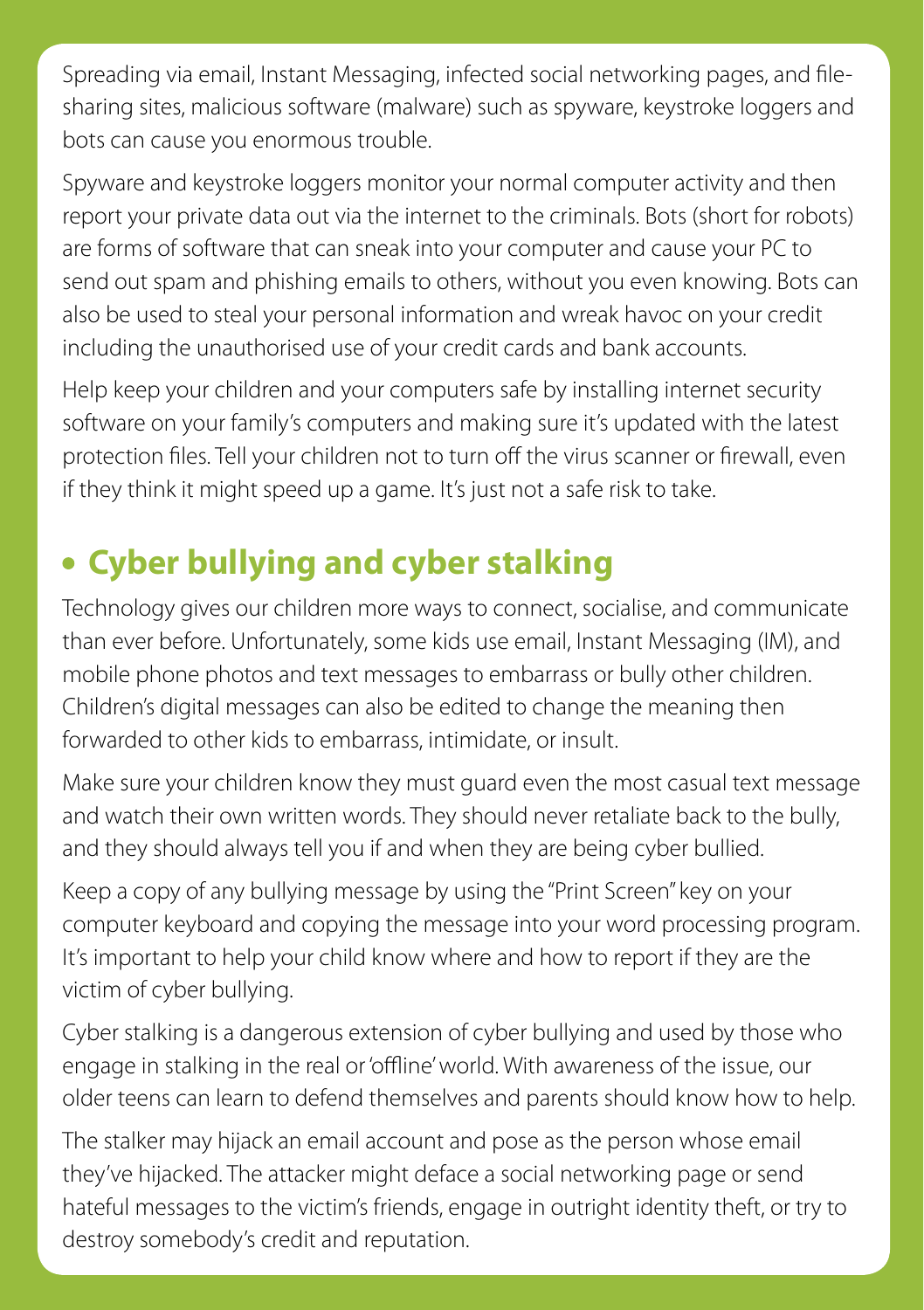Spreading via email, Instant Messaging, infected social networking pages, and file-sharing sites, malicious software (malware) such as spyware, keystroke loggers and bots can cause you enormous trouble.

Spyware and keystroke loggers monitor your normal computer activity and then report your private data out via the internet to the criminals. Bots (short for robots) are forms of software that can sneak into your computer and cause your PC to send out spam and phishing emails to others, without you even knowing. Bots can also be used to steal your personal information and wreak havoc on your credit including the unauthorised use of your credit cards and bank accounts.

Help keep your children and your computers safe by installing internet security software on your family's computers and making sure it's updated with the latest protection files. Tell your children not to turn off the virus scanner or firewall, even if they think it might speed up a game. It's just not a safe risk to take.

## • Cyber bullying and cyber stalking

Technology gives our children more ways to connect, socialise, and communicate than ever before. Unfortunately, some kids use email, Instant Messaging (IM), and mobile phone photos and text messages to embarrass or bully other children. Children's digital messages can also be edited to change the meaning then forwarded to other kids to embarrass, intimidate, or insult.

Make sure your children know they must guard even the most casual text message and watch their own written words. They should never retaliate back to the bully, and they should always tell you if and when they are being cyber bullied.

Keep a copy of any bullying message by using the "Print Screen" key on your computer keyboard and copying the message into your word processing program. It's important to help your child know where and how to report if they are the victim of cyber bullying.

Cyber stalking is a dangerous extension of cyber bullying and used by those who engage in stalking in the real or 'offline' world. With awareness of the issue, our older teens can learn to defend themselves and parents should know how to help.

The stalker may hijack an email account and pose as the person whose email they've hijacked. The attacker might deface a social networking page or send hateful messages to the victim's friends, engage in outright identity theft, or try to destroy somebody's credit and reputation.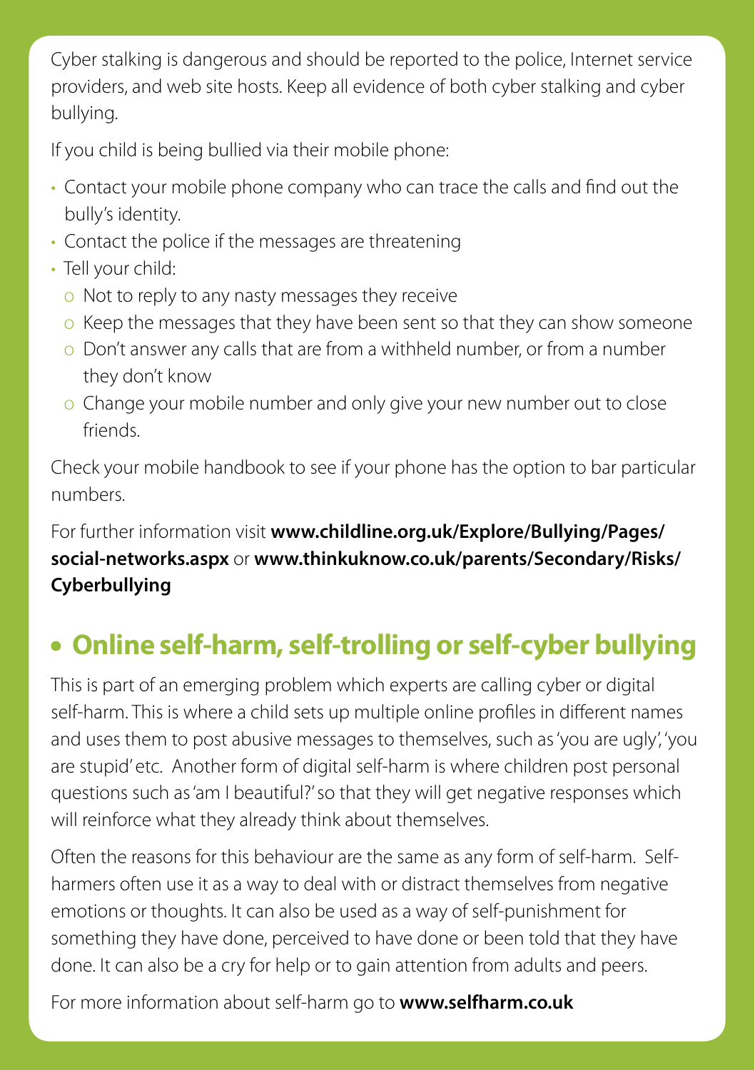Cyber stalking is dangerous and should be reported to the police, Internet service providers, and web site hosts. Keep all evidence of both cyber stalking and cyber bullying.

If you child is being bullied via their mobile phone:

- Contact your mobile phone company who can trace the calls and find out the bully's identity.
- Contact the police if the messages are threatening
- Tell your child:
  - Not to reply to any nasty messages they receive
  - Keep the messages that they have been sent so that they can show someone
  - Don't answer any calls that are from a withheld number, or from a number they don't know
  - Change your mobile number and only give your new number out to close friends.

Check your mobile handbook to see if your phone has the option to bar particular numbers.

For further information visit **www.childline.org.uk/Explore/Bullying/Pages/social-networks.aspx** or **www.thinkuknow.co.uk/parents/Secondary/Risks/Cyberbullying**

## • Online self-harm, self-trolling or self-cyber bullying

This is part of an emerging problem which experts are calling cyber or digital self-harm. This is where a child sets up multiple online profiles in different names and uses them to post abusive messages to themselves, such as 'you are ugly', 'you are stupid' etc. Another form of digital self-harm is where children post personal questions such as 'am I beautiful?' so that they will get negative responses which will reinforce what they already think about themselves.

Often the reasons for this behaviour are the same as any form of self-harm. Self-harmers often use it as a way to deal with or distract themselves from negative emotions or thoughts. It can also be used as a way of self-punishment for something they have done, perceived to have done or been told that they have done. It can also be a cry for help or to gain attention from adults and peers.

For more information about self-harm go to **www.selfharm.co.uk**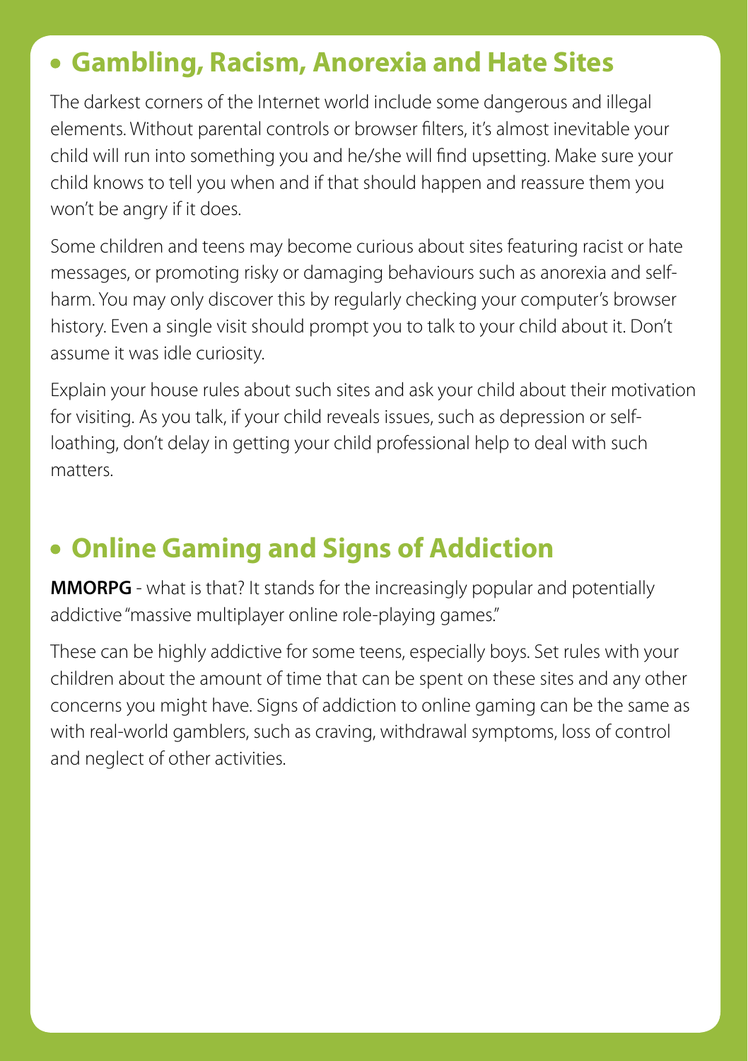## • Gambling, Racism, Anorexia and Hate Sites

The darkest corners of the Internet world include some dangerous and illegal elements. Without parental controls or browser filters, it's almost inevitable your child will run into something you and he/she will find upsetting. Make sure your child knows to tell you when and if that should happen and reassure them you won't be angry if it does.

Some children and teens may become curious about sites featuring racist or hate messages, or promoting risky or damaging behaviours such as anorexia and self-harm. You may only discover this by regularly checking your computer's browser history. Even a single visit should prompt you to talk to your child about it. Don't assume it was idle curiosity.

Explain your house rules about such sites and ask your child about their motivation for visiting. As you talk, if your child reveals issues, such as depression or self-loathing, don't delay in getting your child professional help to deal with such matters.

## • Online Gaming and Signs of Addiction

**MMORPG** - what is that? It stands for the increasingly popular and potentially addictive "massive multiplayer online role-playing games."

These can be highly addictive for some teens, especially boys. Set rules with your children about the amount of time that can be spent on these sites and any other concerns you might have. Signs of addiction to online gaming can be the same as with real-world gamblers, such as craving, withdrawal symptoms, loss of control and neglect of other activities.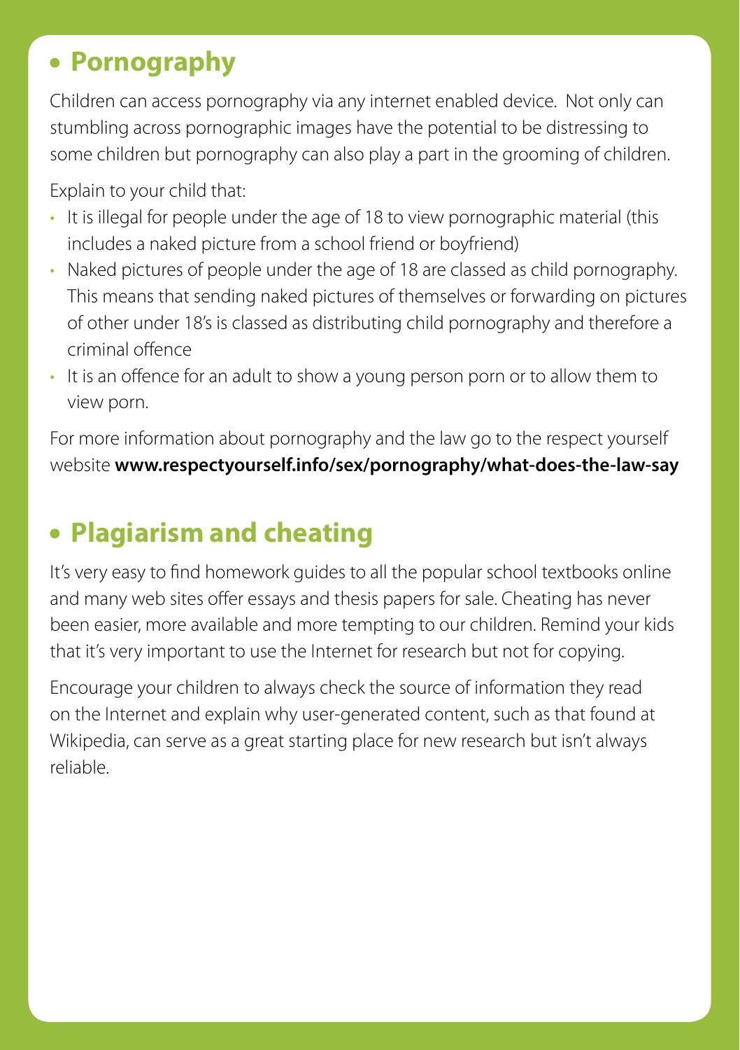## • Pornography

Children can access pornography via any internet enabled device. Not only can stumbling across pornographic images have the potential to be distressing to some children but pornography can also play a part in the grooming of children.

Explain to your child that:

- It is illegal for people under the age of 18 to view pornographic material (this includes a naked picture from a school friend or boyfriend)
- Naked pictures of people under the age of 18 are classed as child pornography. This means that sending naked pictures of themselves or forwarding on pictures of other under 18's is classed as distributing child pornography and therefore a criminal offence
- It is an offence for an adult to show a young person porn or to allow them to view porn.

For more information about pornography and the law go to the respect yourself website **www.respectyourself.info/sex/pornography/what-does-the-law-say**

## • Plagiarism and cheating

It's very easy to find homework guides to all the popular school textbooks online and many web sites offer essays and thesis papers for sale. Cheating has never been easier, more available and more tempting to our children. Remind your kids that it's very important to use the Internet for research but not for copying.

Encourage your children to always check the source of information they read on the Internet and explain why user-generated content, such as that found at Wikipedia, can serve as a great starting place for new research but isn't always reliable.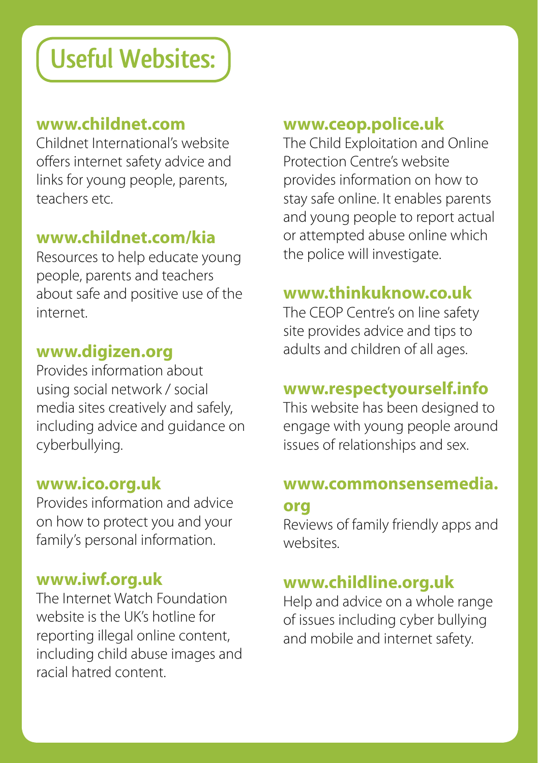# Useful Websites:

**www.childnet.com**
Childnet International's website offers internet safety advice and links for young people, parents, teachers etc.

**www.childnet.com/kia**
Resources to help educate young people, parents and teachers about safe and positive use of the internet.

**www.digizen.org**
Provides information about using social network / social media sites creatively and safely, including advice and guidance on cyberbullying.

**www.ico.org.uk**
Provides information and advice on how to protect you and your family's personal information.

**www.iwf.org.uk**
The Internet Watch Foundation website is the UK's hotline for reporting illegal online content, including child abuse images and racial hatred content.

**www.ceop.police.uk**
The Child Exploitation and Online Protection Centre's website provides information on how to stay safe online. It enables parents and young people to report actual or attempted abuse online which the police will investigate.

**www.thinkuknow.co.uk**
The CEOP Centre's on line safety site provides advice and tips to adults and children of all ages.

**www.respectyourself.info**
This website has been designed to engage with young people around issues of relationships and sex.

**www.commonsensemedia.org**
Reviews of family friendly apps and websites.

**www.childline.org.uk**
Help and advice on a whole range of issues including cyber bullying and mobile and internet safety.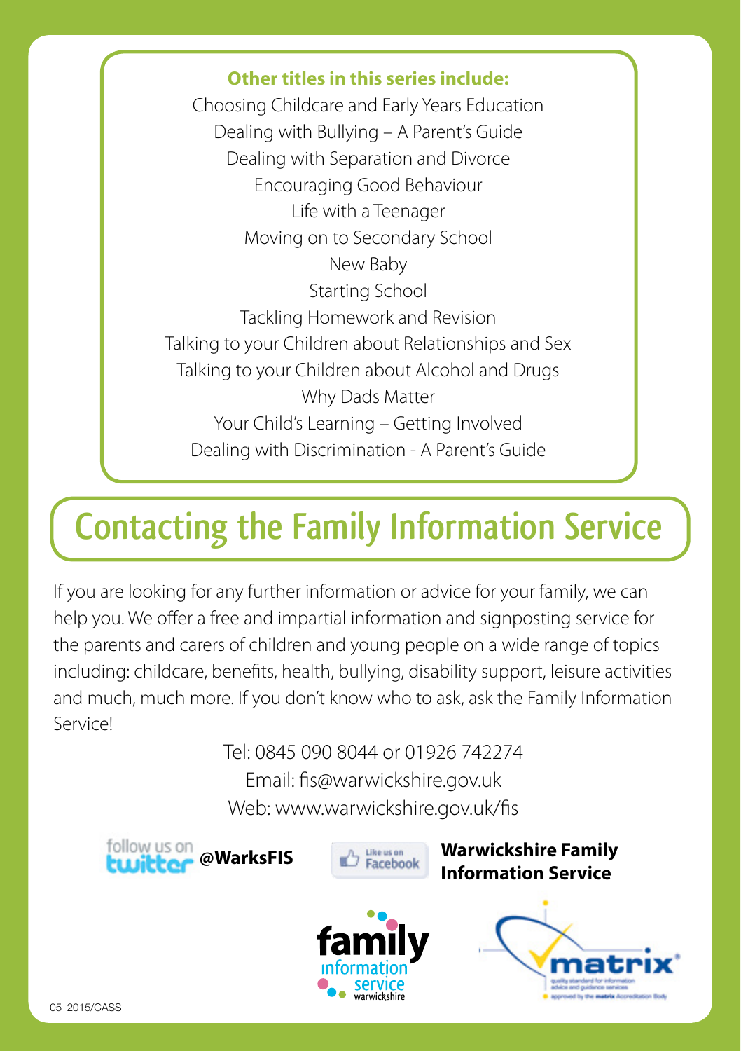**Other titles in this series include:**

Choosing Childcare and Early Years Education
Dealing with Bullying – A Parent's Guide
Dealing with Separation and Divorce
Encouraging Good Behaviour
Life with a Teenager
Moving on to Secondary School
New Baby
Starting School
Tackling Homework and Revision
Talking to your Children about Relationships and Sex
Talking to your Children about Alcohol and Drugs
Why Dads Matter
Your Child's Learning – Getting Involved
Dealing with Discrimination - A Parent's Guide

## Contacting the Family Information Service

If you are looking for any further information or advice for your family, we can help you. We offer a free and impartial information and signposting service for the parents and carers of children and young people on a wide range of topics including: childcare, benefits, health, bullying, disability support, leisure activities and much, much more. If you don't know who to ask, ask the Family Information Service!

Tel: 0845 090 8044 or 01926 742274
Email: fis@warwickshire.gov.uk
Web: www.warwickshire.gov.uk/fis

follow us on twitter **@WarksFIS**

Like us on Facebook **Warwickshire Family Information Service**

family information service warwickshire

matrix quality standard for information advice and guidance services – approved by the matrix Accreditation Body

05_2015/CASS